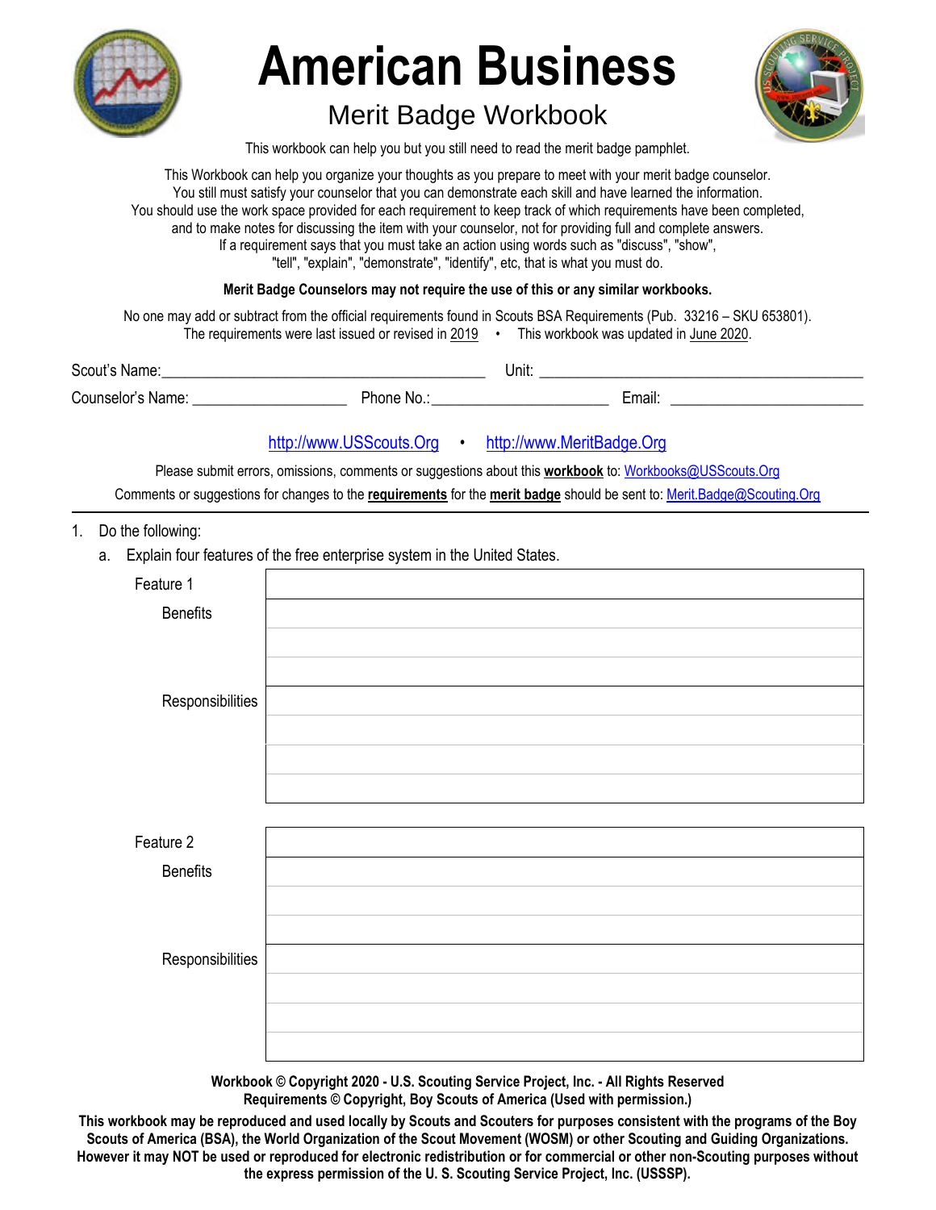# American Business

## Merit Badge Workbook

This workbook can help you but you still need to read the merit badge pamphlet.

This Workbook can help you organize your thoughts as you prepare to meet with your merit badge counselor. You still must satisfy your counselor that you can demonstrate each skill and have learned the information. You should use the work space provided for each requirement to keep track of which requirements have been completed, and to make notes for discussing the item with your counselor, not for providing full and complete answers. If a requirement says that you must take an action using words such as "discuss", "show", "tell", "explain", "demonstrate", "identify", etc, that is what you must do.

**Merit Badge Counselors may not require the use of this or any similar workbooks.**

No one may add or subtract from the official requirements found in Scouts BSA Requirements (Pub. 33216 – SKU 653801). The requirements were last issued or revised in 2019 • This workbook was updated in June 2020.

Scout's Name: ________________________ Unit: ________________________

Counselor's Name: ____________________ Phone No.: ____________________ Email: ____________________

http://www.USScouts.Org • http://www.MeritBadge.Org

Please submit errors, omissions, comments or suggestions about this **workbook** to: Workbooks@USScouts.Org

Comments or suggestions for changes to the **requirements** for the **merit badge** should be sent to: Merit.Badge@Scouting.Org

---

1. Do the following:
   a. Explain four features of the free enterprise system in the United States.

| Feature 1 | |
|---|---|
| Benefits | |
| | |
| | |
| Responsibilities | |
| | |
| | |
| | |

| Feature 2 | |
|---|---|
| Benefits | |
| | |
| | |
| Responsibilities | |
| | |
| | |
| | |

**Workbook © Copyright 2020 - U.S. Scouting Service Project, Inc. - All Rights Reserved**
**Requirements © Copyright, Boy Scouts of America (Used with permission.)**

**This workbook may be reproduced and used locally by Scouts and Scouters for purposes consistent with the programs of the Boy Scouts of America (BSA), the World Organization of the Scout Movement (WOSM) or other Scouting and Guiding Organizations. However it may NOT be used or reproduced for electronic redistribution or for commercial or other non-Scouting purposes without the express permission of the U. S. Scouting Service Project, Inc. (USSSP).**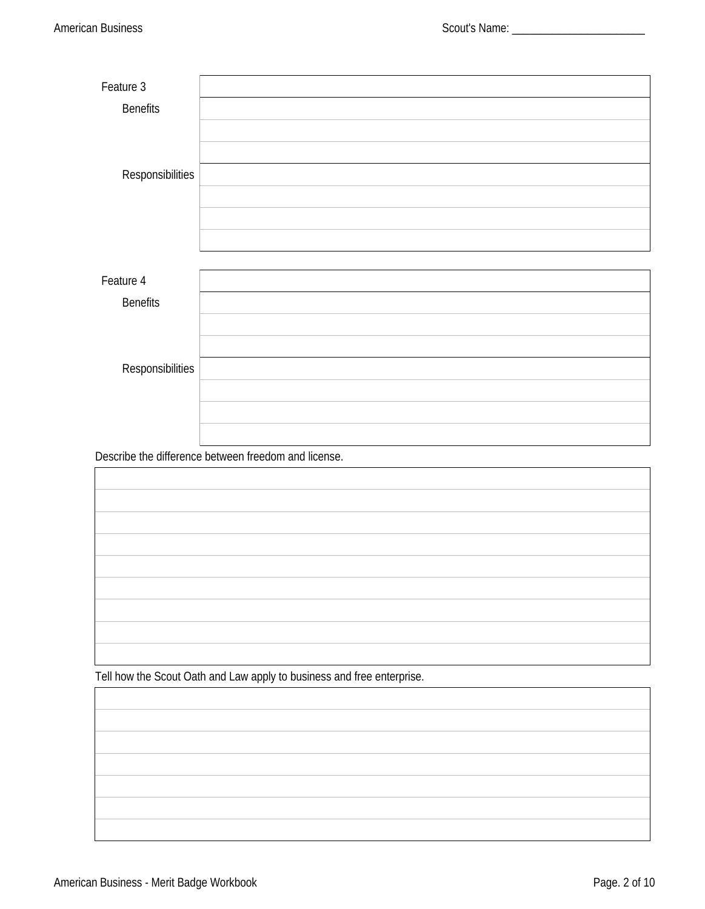| Feature 3 | |
|---|---|
| Benefits | |
| | |
| | |
| Responsibilities | |
| | |
| | |
| | |

| Feature 4 | |
|---|---|
| Benefits | |
| | |
| | |
| Responsibilities | |
| | |
| | |
| | |

Describe the difference between freedom and license.

| |
|---|
| |
| |
| |
| |
| |
| |
| |
| |

Tell how the Scout Oath and Law apply to business and free enterprise.

| |
|---|
| |
| |
| |
| |
| |
| |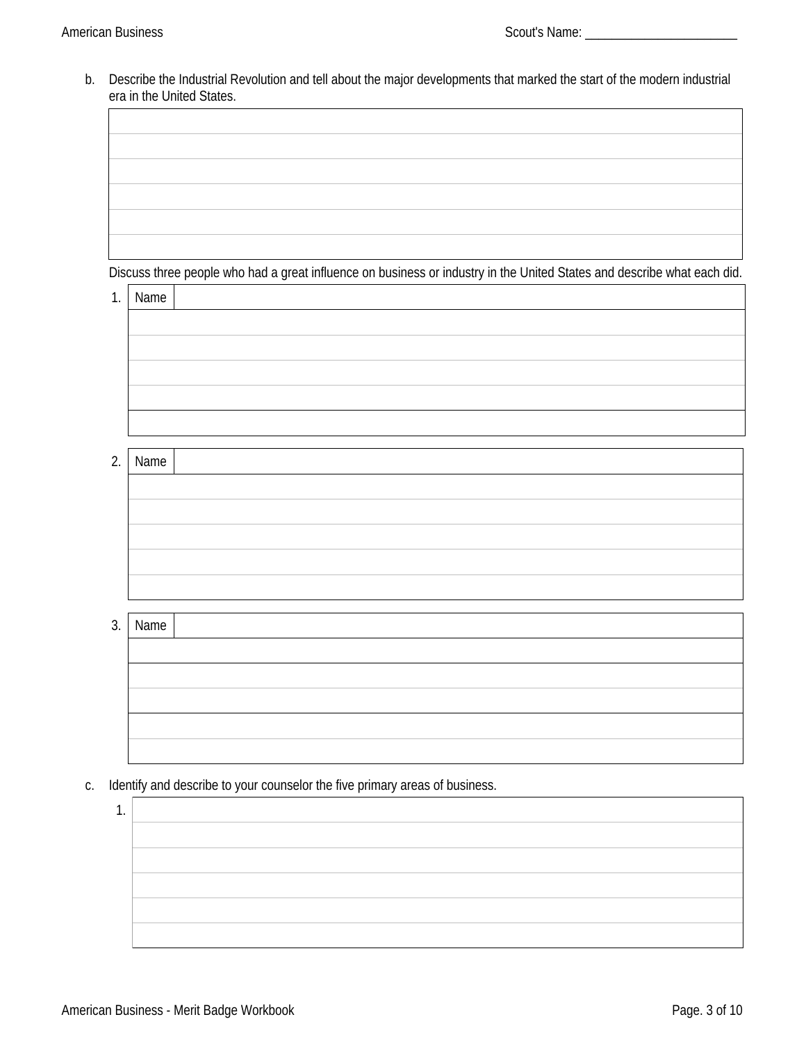b. Describe the Industrial Revolution and tell about the major developments that marked the start of the modern industrial era in the United States.

| |
|---|
| |
| |
| |
| |
| |

Discuss three people who had a great influence on business or industry in the United States and describe what each did.

1.

| Name | |
|---|---|
| | |
| | |
| | |
| | |
| | |

2.

| Name | |
|---|---|
| | |
| | |
| | |
| | |
| | |

3.

| Name | |
|---|---|
| | |
| | |
| | |
| | |
| | |

c. Identify and describe to your counselor the five primary areas of business.

1.

| |
|---|
| |
| |
| |
| |
| |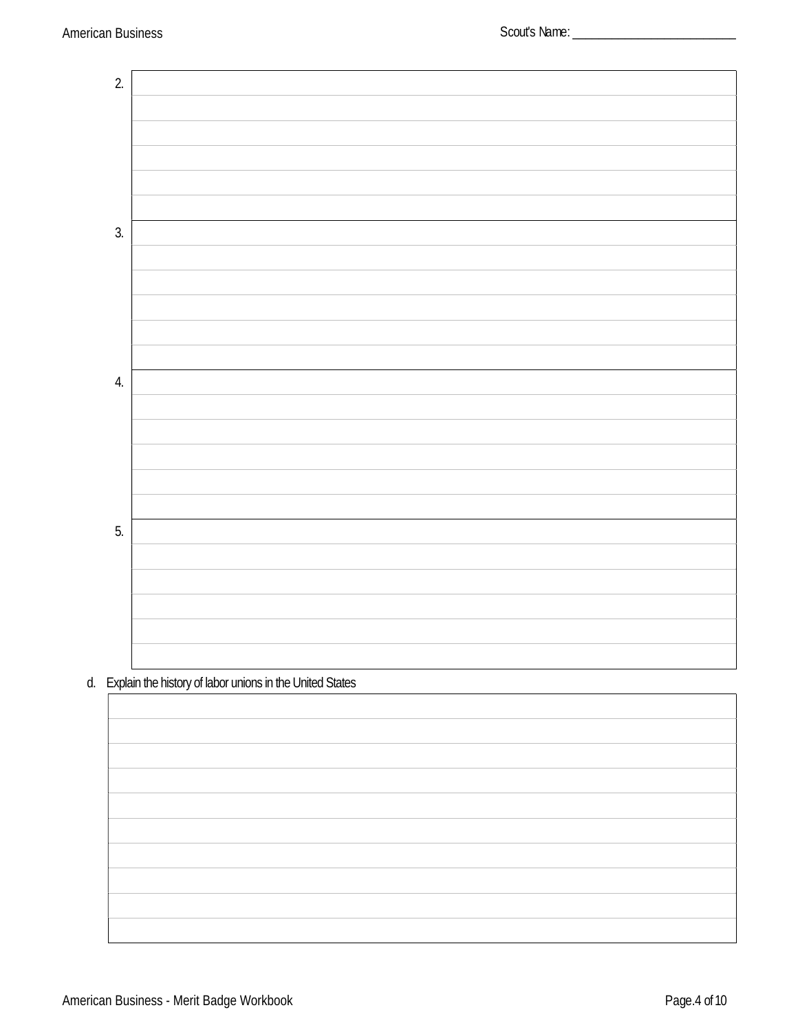2.

3.

4.

5.

d. Explain the history of labor unions in the United States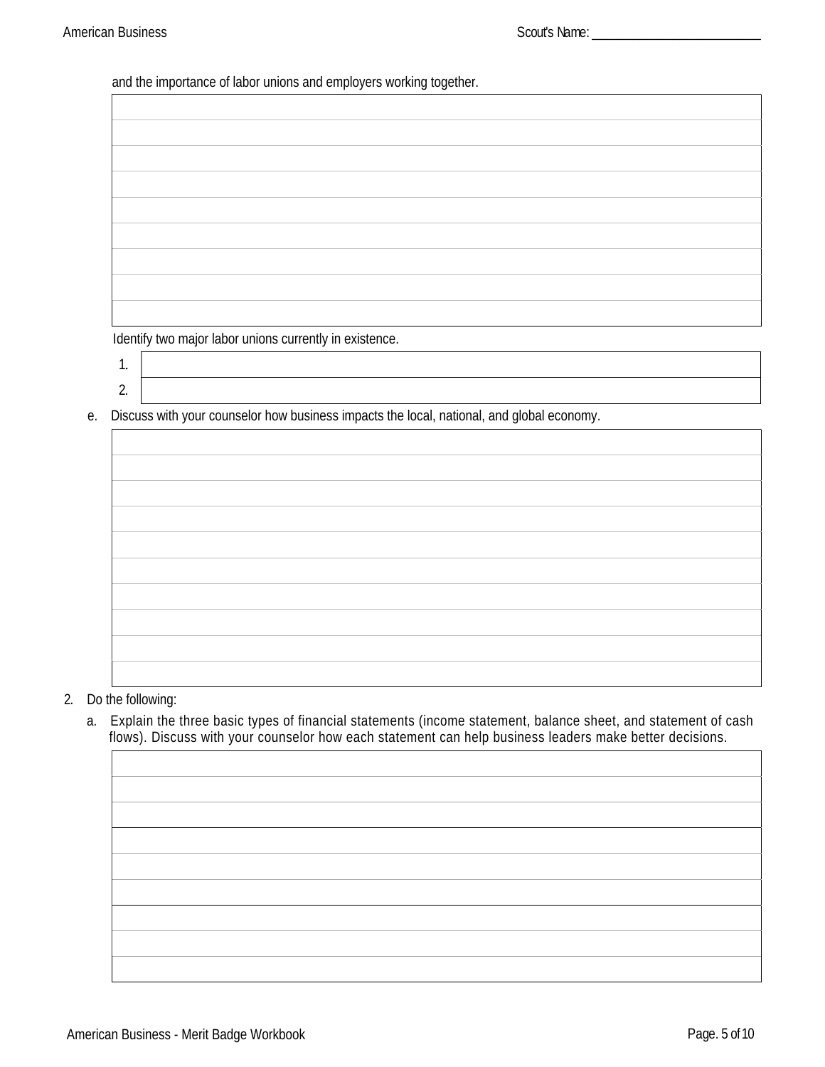and the importance of labor unions and employers working together.

Identify two major labor unions currently in existence.

1.
2.

e. Discuss with your counselor how business impacts the local, national, and global economy.

2. Do the following:

   a. Explain the three basic types of financial statements (income statement, balance sheet, and statement of cash flows). Discuss with your counselor how each statement can help business leaders make better decisions.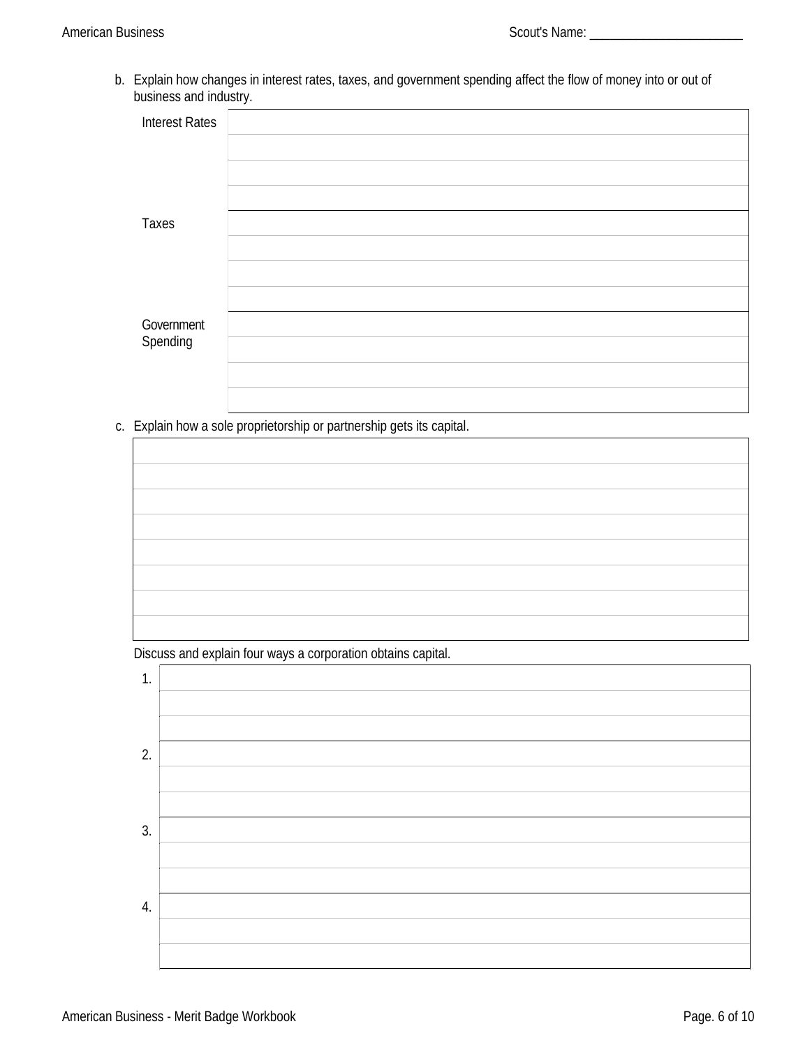b. Explain how changes in interest rates, taxes, and government spending affect the flow of money into or out of business and industry.

| | |
|---|---|
| Interest Rates | |
| Taxes | |
| Government Spending | |

c. Explain how a sole proprietorship or partnership gets its capital.

| |
|---|
| |

Discuss and explain four ways a corporation obtains capital.

| | |
|---|---|
| 1. | |
| 2. | |
| 3. | |
| 4. | |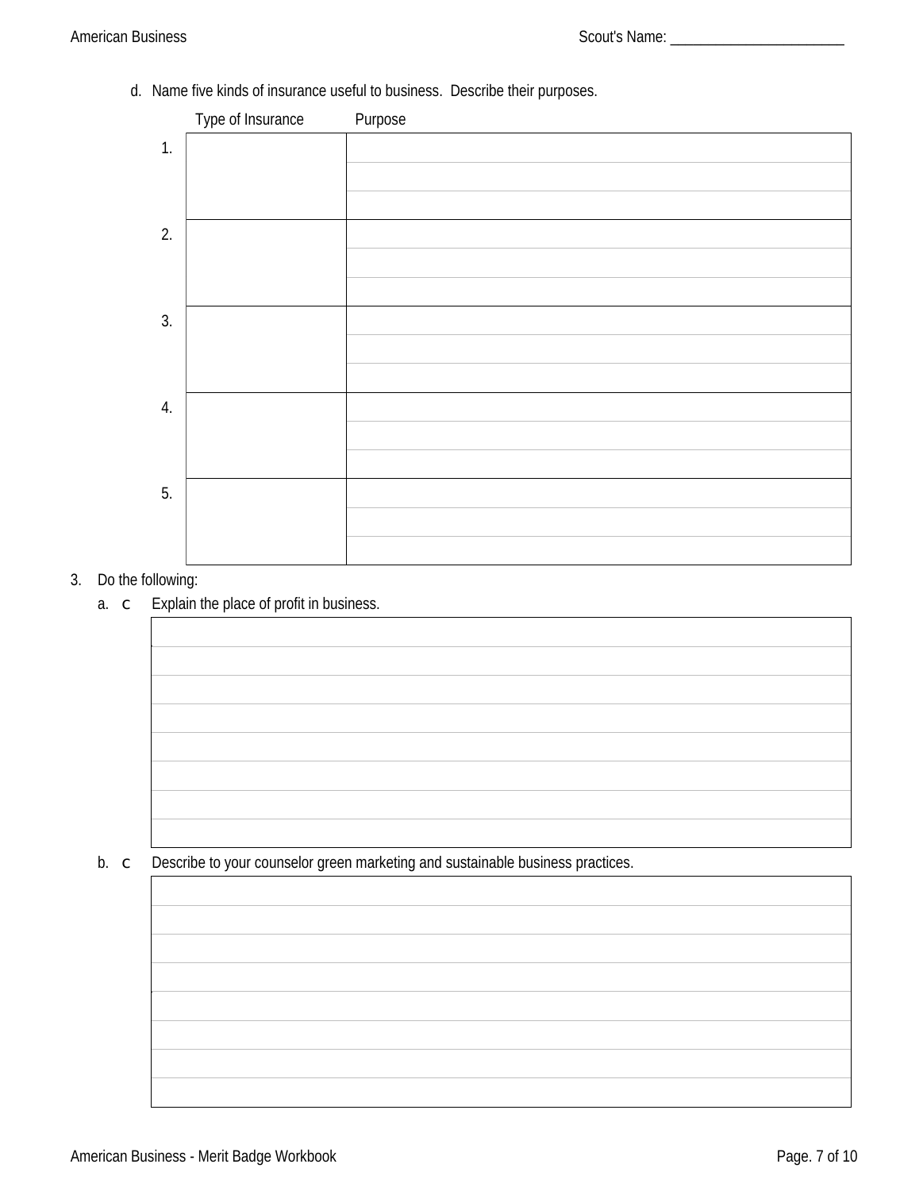d. Name five kinds of insurance useful to business. Describe their purposes.

| | Type of Insurance | Purpose |
|---|---|---|
| 1. | | |
| 2. | | |
| 3. | | |
| 4. | | |
| 5. | | |

3. Do the following:

   a. c Explain the place of profit in business.

   b. c Describe to your counselor green marketing and sustainable business practices.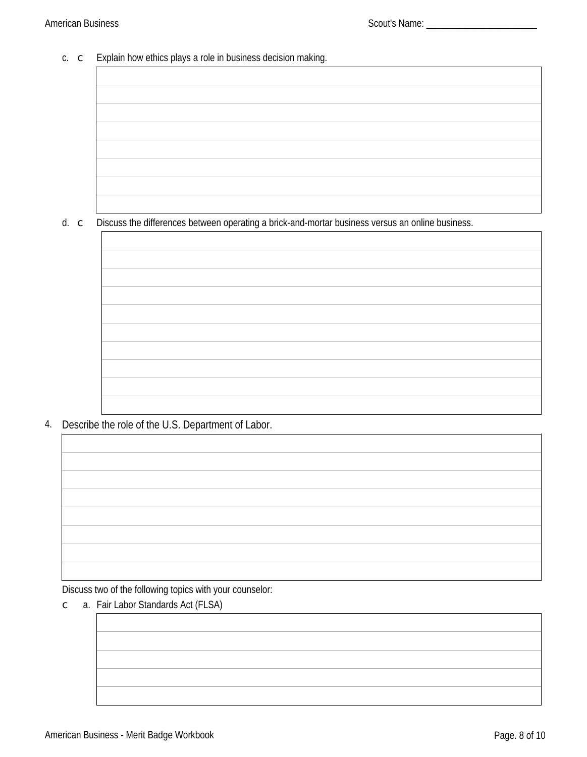c. ☐ Explain how ethics plays a role in business decision making.

d. ☐ Discuss the differences between operating a brick-and-mortar business versus an online business.

4. Describe the role of the U.S. Department of Labor.

Discuss two of the following topics with your counselor:

☐ a. Fair Labor Standards Act (FLSA)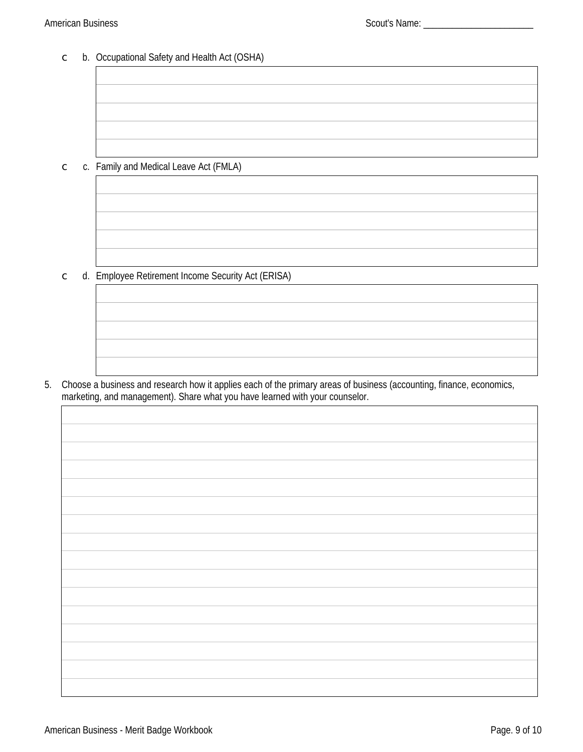- b. Occupational Safety and Health Act (OSHA)

- c. Family and Medical Leave Act (FMLA)

- d. Employee Retirement Income Security Act (ERISA)

5. Choose a business and research how it applies each of the primary areas of business (accounting, finance, economics, marketing, and management). Share what you have learned with your counselor.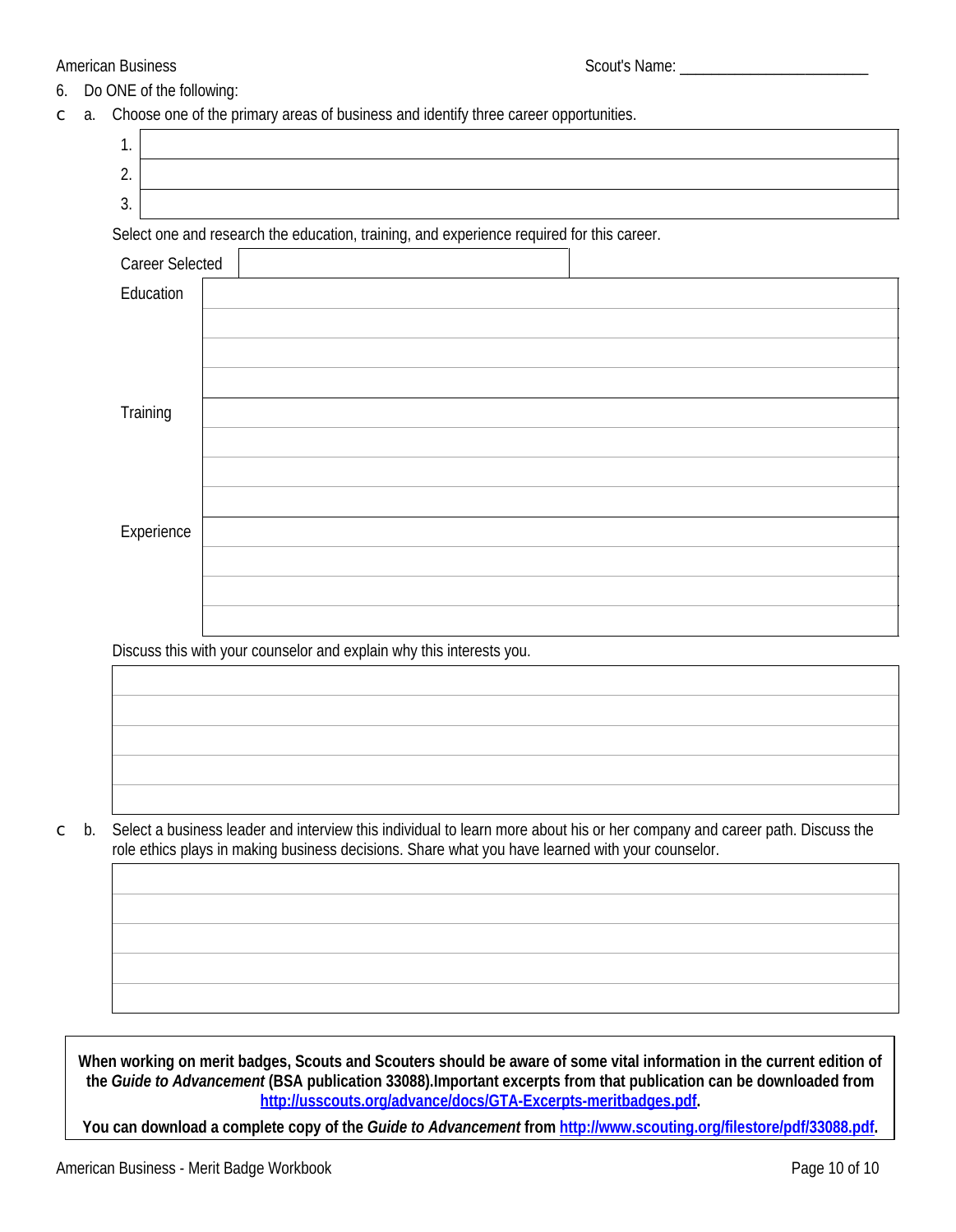Scout's Name: ________________________

6. Do ONE of the following:

☐ a. Choose one of the primary areas of business and identify three career opportunities.

| | |
|---|---|
| 1. | |
| 2. | |
| 3. | |

Select one and research the education, training, and experience required for this career.

| | |
|---|---|
| Career Selected | |
| Education | |
| | |
| | |
| | |
| Training | |
| | |
| | |
| | |
| Experience | |
| | |
| | |
| | |

Discuss this with your counselor and explain why this interests you.

| |
|---|
| |
| |
| |
| |
| |

☐ b. Select a business leader and interview this individual to learn more about his or her company and career path. Discuss the role ethics plays in making business decisions. Share what you have learned with your counselor.

| |
|---|
| |
| |
| |
| |
| |

**When working on merit badges, Scouts and Scouters should be aware of some vital information in the current edition of the *Guide to Advancement* (BSA publication 33088).Important excerpts from that publication can be downloaded from http://usscouts.org/advance/docs/GTA-Excerpts-meritbadges.pdf.**

**You can download a complete copy of the *Guide to Advancement* from http://www.scouting.org/filestore/pdf/33088.pdf.**